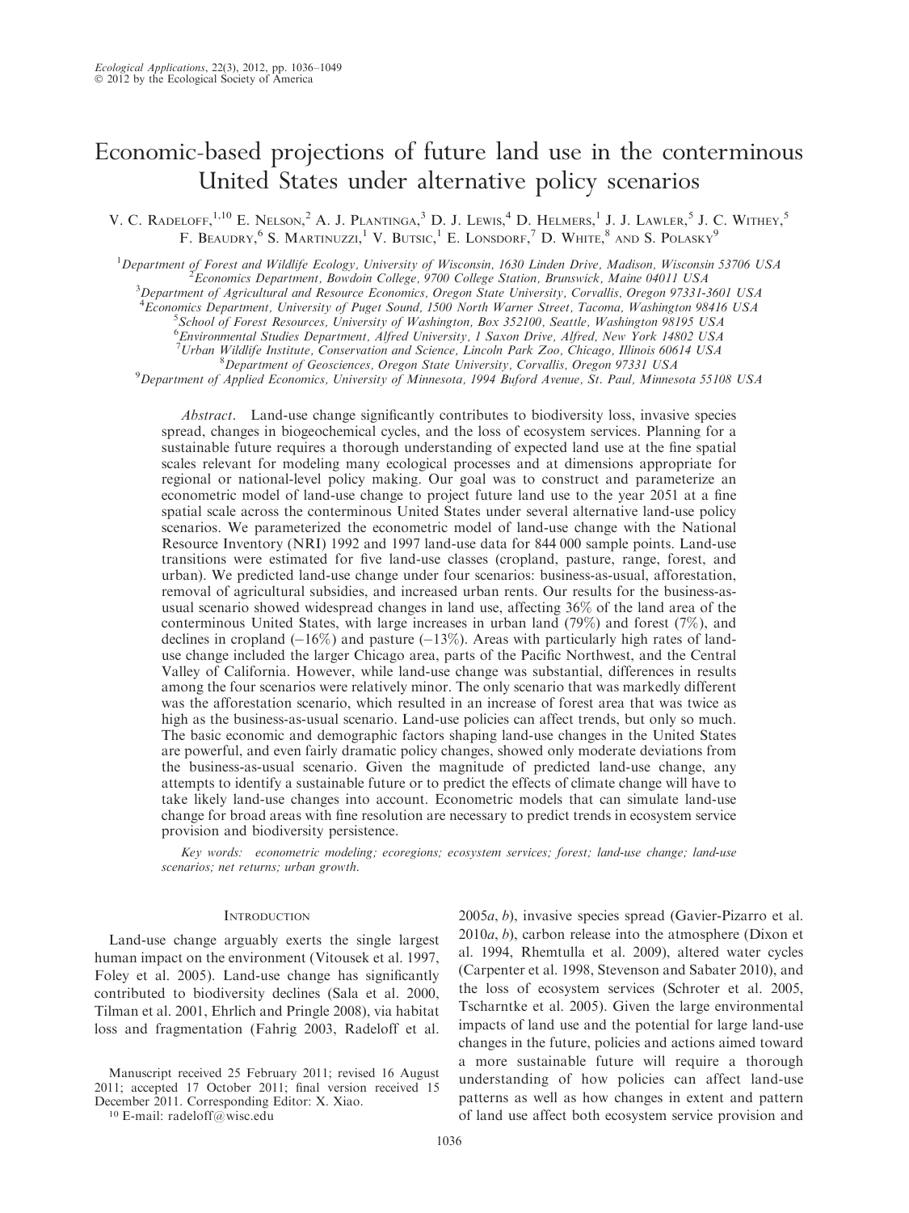# Economic-based projections of future land use in the conterminous United States under alternative policy scenarios

V. C. Radeloff,[1,10] E. Nelson,[2] A. J. Plantinga,[3] D. J. Lewis,[4] D. Helmers,[1] J. J. Lawler,[5] J. C. Withey,[5] F. Beaudry,[6] S. Martinuzzi,[1] V. Butsic,[1] E. Lonsdorf,[7] D. White,[8] and S. Polasky[9]

[1]*Department of Forest and Wildlife Ecology, University of Wisconsin, 1630 Linden Drive, Madison, Wisconsin 53706 USA*
[2]*Economics Department, Bowdoin College, 9700 College Station, Brunswick, Maine 04011 USA*
[3]*Department of Agricultural and Resource Economics, Oregon State University, Corvallis, Oregon 97331-3601 USA*
[4]*Economics Department, University of Puget Sound, 1500 North Warner Street, Tacoma, Washington 98416 USA*
[5]*School of Forest Resources, University of Washington, Box 352100, Seattle, Washington 98195 USA*
[6]*Environmental Studies Department, Alfred University, 1 Saxon Drive, Alfred, New York 14802 USA*
[7]*Urban Wildlife Institute, Conservation and Science, Lincoln Park Zoo, Chicago, Illinois 60614 USA*
[8]*Department of Geosciences, Oregon State University, Corvallis, Oregon 97331 USA*
[9]*Department of Applied Economics, University of Minnesota, 1994 Buford Avenue, St. Paul, Minnesota 55108 USA*

*Abstract.* Land-use change significantly contributes to biodiversity loss, invasive species spread, changes in biogeochemical cycles, and the loss of ecosystem services. Planning for a sustainable future requires a thorough understanding of expected land use at the fine spatial scales relevant for modeling many ecological processes and at dimensions appropriate for regional or national-level policy making. Our goal was to construct and parameterize an econometric model of land-use change to project future land use to the year 2051 at a fine spatial scale across the conterminous United States under several alternative land-use policy scenarios. We parameterized the econometric model of land-use change with the National Resource Inventory (NRI) 1992 and 1997 land-use data for 844 000 sample points. Land-use transitions were estimated for five land-use classes (cropland, pasture, range, forest, and urban). We predicted land-use change under four scenarios: business-as-usual, afforestation, removal of agricultural subsidies, and increased urban rents. Our results for the business-as-usual scenario showed widespread changes in land use, affecting 36% of the land area of the conterminous United States, with large increases in urban land (79%) and forest (7%), and declines in cropland (−16%) and pasture (−13%). Areas with particularly high rates of land-use change included the larger Chicago area, parts of the Pacific Northwest, and the Central Valley of California. However, while land-use change was substantial, differences in results among the four scenarios were relatively minor. The only scenario that was markedly different was the afforestation scenario, which resulted in an increase of forest area that was twice as high as the business-as-usual scenario. Land-use policies can affect trends, but only so much. The basic economic and demographic factors shaping land-use changes in the United States are powerful, and even fairly dramatic policy changes, showed only moderate deviations from the business-as-usual scenario. Given the magnitude of predicted land-use change, any attempts to identify a sustainable future or to predict the effects of climate change will have to take likely land-use changes into account. Econometric models that can simulate land-use change for broad areas with fine resolution are necessary to predict trends in ecosystem service provision and biodiversity persistence.

*Key words: econometric modeling; ecoregions; ecosystem services; forest; land-use change; land-use scenarios; net returns; urban growth.*

## Introduction

Land-use change arguably exerts the single largest human impact on the environment (Vitousek et al. 1997, Foley et al. 2005). Land-use change has significantly contributed to biodiversity declines (Sala et al. 2000, Tilman et al. 2001, Ehrlich and Pringle 2008), via habitat loss and fragmentation (Fahrig 2003, Radeloff et al. 2005*a*, *b*), invasive species spread (Gavier-Pizarro et al. 2010*a*, *b*), carbon release into the atmosphere (Dixon et al. 1994, Rhemtulla et al. 2009), altered water cycles (Carpenter et al. 1998, Stevenson and Sabater 2010), and the loss of ecosystem services (Schroter et al. 2005, Tscharntke et al. 2005). Given the large environmental impacts of land use and the potential for large land-use changes in the future, policies and actions aimed toward a more sustainable future will require a thorough understanding of how policies can affect land-use patterns as well as how changes in extent and pattern of land use affect both ecosystem service provision and

Manuscript received 25 February 2011; revised 16 August 2011; accepted 17 October 2011; final version received 15 December 2011. Corresponding Editor: X. Xiao.

[10] E-mail: radeloff@wisc.edu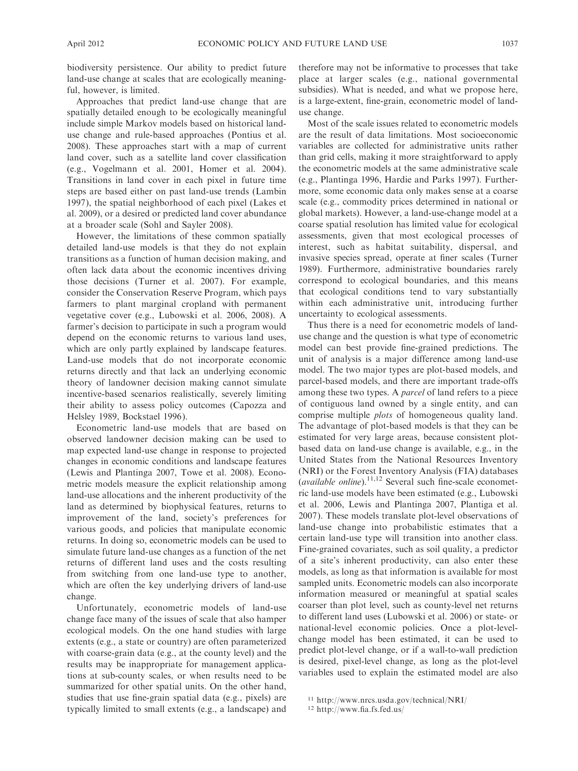biodiversity persistence. Our ability to predict future land-use change at scales that are ecologically meaningful, however, is limited.

Approaches that predict land-use change that are spatially detailed enough to be ecologically meaningful include simple Markov models based on historical land-use change and rule-based approaches (Pontius et al. 2008). These approaches start with a map of current land cover, such as a satellite land cover classification (e.g., Vogelmann et al. 2001, Homer et al. 2004). Transitions in land cover in each pixel in future time steps are based either on past land-use trends (Lambin 1997), the spatial neighborhood of each pixel (Lakes et al. 2009), or a desired or predicted land cover abundance at a broader scale (Sohl and Sayler 2008).

However, the limitations of these common spatially detailed land-use models is that they do not explain transitions as a function of human decision making, and often lack data about the economic incentives driving those decisions (Turner et al. 2007). For example, consider the Conservation Reserve Program, which pays farmers to plant marginal cropland with permanent vegetative cover (e.g., Lubowski et al. 2006, 2008). A farmer's decision to participate in such a program would depend on the economic returns to various land uses, which are only partly explained by landscape features. Land-use models that do not incorporate economic returns directly and that lack an underlying economic theory of landowner decision making cannot simulate incentive-based scenarios realistically, severely limiting their ability to assess policy outcomes (Capozza and Helsley 1989, Bockstael 1996).

Econometric land-use models that are based on observed landowner decision making can be used to map expected land-use change in response to projected changes in economic conditions and landscape features (Lewis and Plantinga 2007, Towe et al. 2008). Econometric models measure the explicit relationship among land-use allocations and the inherent productivity of the land as determined by biophysical features, returns to improvement of the land, society's preferences for various goods, and policies that manipulate economic returns. In doing so, econometric models can be used to simulate future land-use changes as a function of the net returns of different land uses and the costs resulting from switching from one land-use type to another, which are often the key underlying drivers of land-use change.

Unfortunately, econometric models of land-use change face many of the issues of scale that also hamper ecological models. On the one hand studies with large extents (e.g., a state or country) are often parameterized with coarse-grain data (e.g., at the county level) and the results may be inappropriate for management applications at sub-county scales, or when results need to be summarized for other spatial units. On the other hand, studies that use fine-grain spatial data (e.g., pixels) are typically limited to small extents (e.g., a landscape) and therefore may not be informative to processes that take place at larger scales (e.g., national governmental subsidies). What is needed, and what we propose here, is a large-extent, fine-grain, econometric model of land-use change.

Most of the scale issues related to econometric models are the result of data limitations. Most socioeconomic variables are collected for administrative units rather than grid cells, making it more straightforward to apply the econometric models at the same administrative scale (e.g., Plantinga 1996, Hardie and Parks 1997). Furthermore, some economic data only makes sense at a coarse scale (e.g., commodity prices determined in national or global markets). However, a land-use-change model at a coarse spatial resolution has limited value for ecological assessments, given that most ecological processes of interest, such as habitat suitability, dispersal, and invasive species spread, operate at finer scales (Turner 1989). Furthermore, administrative boundaries rarely correspond to ecological boundaries, and this means that ecological conditions tend to vary substantially within each administrative unit, introducing further uncertainty to ecological assessments.

Thus there is a need for econometric models of land-use change and the question is what type of econometric model can best provide fine-grained predictions. The unit of analysis is a major difference among land-use model. The two major types are plot-based models, and parcel-based models, and there are important trade-offs among these two types. A *parcel* of land refers to a piece of contiguous land owned by a single entity, and can comprise multiple *plots* of homogeneous quality land. The advantage of plot-based models is that they can be estimated for very large areas, because consistent plot-based data on land-use change is available, e.g., in the United States from the National Resources Inventory (NRI) or the Forest Inventory Analysis (FIA) databases (*available online*).[11,12] Several such fine-scale econometric land-use models have been estimated (e.g., Lubowski et al. 2006, Lewis and Plantinga 2007, Plantiga et al. 2007). These models translate plot-level observations of land-use change into probabilistic estimates that a certain land-use type will transition into another class. Fine-grained covariates, such as soil quality, a predictor of a site's inherent productivity, can also enter these models, as long as that information is available for most sampled units. Econometric models can also incorporate information measured or meaningful at spatial scales coarser than plot level, such as county-level net returns to different land uses (Lubowski et al. 2006) or state- or national-level economic policies. Once a plot-level-change model has been estimated, it can be used to predict plot-level change, or if a wall-to-wall prediction is desired, pixel-level change, as long as the plot-level variables used to explain the estimated model are also

[11] http://www.nrcs.usda.gov/technical/NRI/

[12] http://www.fia.fs.fed.us/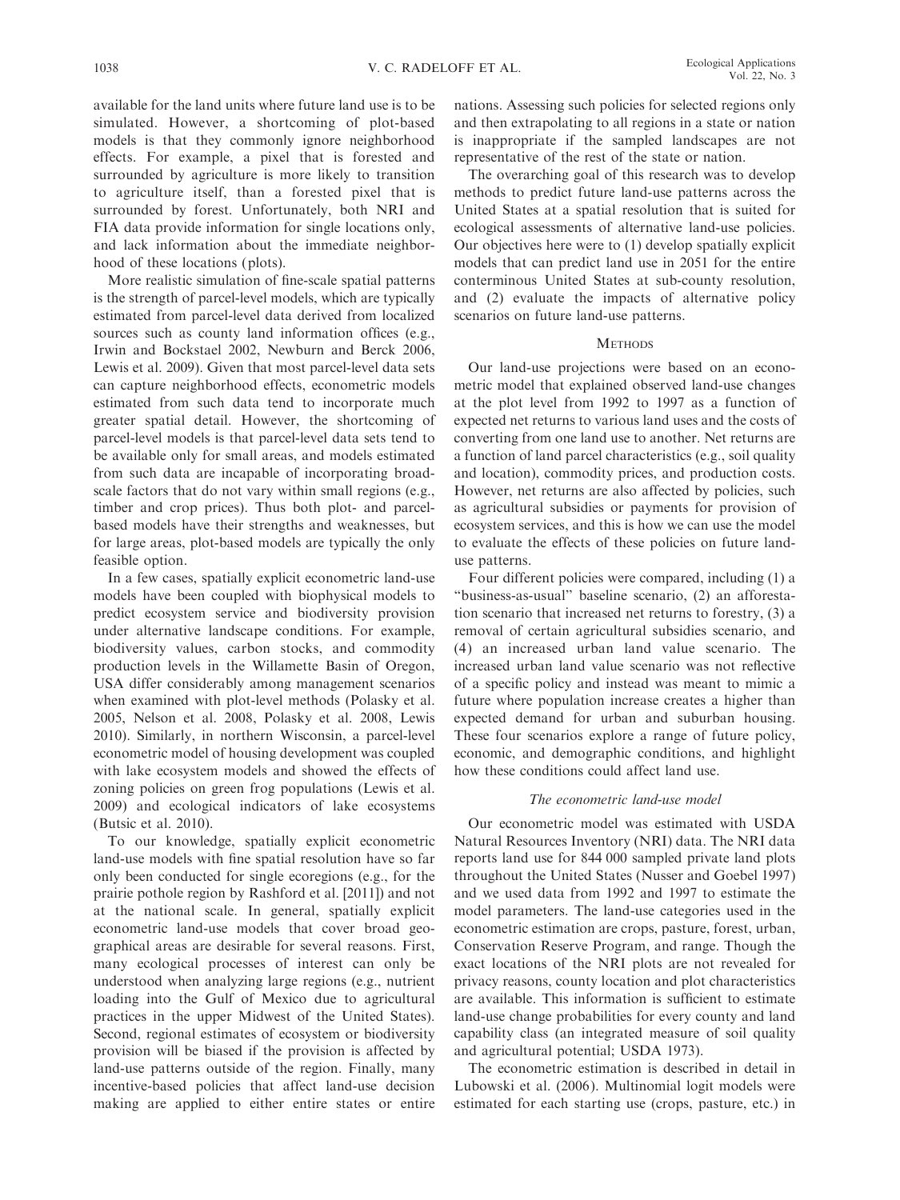available for the land units where future land use is to be simulated. However, a shortcoming of plot-based models is that they commonly ignore neighborhood effects. For example, a pixel that is forested and surrounded by agriculture is more likely to transition to agriculture itself, than a forested pixel that is surrounded by forest. Unfortunately, both NRI and FIA data provide information for single locations only, and lack information about the immediate neighborhood of these locations (plots).

More realistic simulation of fine-scale spatial patterns is the strength of parcel-level models, which are typically estimated from parcel-level data derived from localized sources such as county land information offices (e.g., Irwin and Bockstael 2002, Newburn and Berck 2006, Lewis et al. 2009). Given that most parcel-level data sets can capture neighborhood effects, econometric models estimated from such data tend to incorporate much greater spatial detail. However, the shortcoming of parcel-level models is that parcel-level data sets tend to be available only for small areas, and models estimated from such data are incapable of incorporating broad-scale factors that do not vary within small regions (e.g., timber and crop prices). Thus both plot- and parcel-based models have their strengths and weaknesses, but for large areas, plot-based models are typically the only feasible option.

In a few cases, spatially explicit econometric land-use models have been coupled with biophysical models to predict ecosystem service and biodiversity provision under alternative landscape conditions. For example, biodiversity values, carbon stocks, and commodity production levels in the Willamette Basin of Oregon, USA differ considerably among management scenarios when examined with plot-level methods (Polasky et al. 2005, Nelson et al. 2008, Polasky et al. 2008, Lewis 2010). Similarly, in northern Wisconsin, a parcel-level econometric model of housing development was coupled with lake ecosystem models and showed the effects of zoning policies on green frog populations (Lewis et al. 2009) and ecological indicators of lake ecosystems (Butsic et al. 2010).

To our knowledge, spatially explicit econometric land-use models with fine spatial resolution have so far only been conducted for single ecoregions (e.g., for the prairie pothole region by Rashford et al. [2011]) and not at the national scale. In general, spatially explicit econometric land-use models that cover broad geographical areas are desirable for several reasons. First, many ecological processes of interest can only be understood when analyzing large regions (e.g., nutrient loading into the Gulf of Mexico due to agricultural practices in the upper Midwest of the United States). Second, regional estimates of ecosystem or biodiversity provision will be biased if the provision is affected by land-use patterns outside of the region. Finally, many incentive-based policies that affect land-use decision making are applied to either entire states or entire nations. Assessing such policies for selected regions only and then extrapolating to all regions in a state or nation is inappropriate if the sampled landscapes are not representative of the rest of the state or nation.

The overarching goal of this research was to develop methods to predict future land-use patterns across the United States at a spatial resolution that is suited for ecological assessments of alternative land-use policies. Our objectives here were to (1) develop spatially explicit models that can predict land use in 2051 for the entire conterminous United States at sub-county resolution, and (2) evaluate the impacts of alternative policy scenarios on future land-use patterns.

## Methods

Our land-use projections were based on an econometric model that explained observed land-use changes at the plot level from 1992 to 1997 as a function of expected net returns to various land uses and the costs of converting from one land use to another. Net returns are a function of land parcel characteristics (e.g., soil quality and location), commodity prices, and production costs. However, net returns are also affected by policies, such as agricultural subsidies or payments for provision of ecosystem services, and this is how we can use the model to evaluate the effects of these policies on future land-use patterns.

Four different policies were compared, including (1) a "business-as-usual" baseline scenario, (2) an afforestation scenario that increased net returns to forestry, (3) a removal of certain agricultural subsidies scenario, and (4) an increased urban land value scenario. The increased urban land value scenario was not reflective of a specific policy and instead was meant to mimic a future where population increase creates a higher than expected demand for urban and suburban housing. These four scenarios explore a range of future policy, economic, and demographic conditions, and highlight how these conditions could affect land use.

### *The econometric land-use model*

Our econometric model was estimated with USDA Natural Resources Inventory (NRI) data. The NRI data reports land use for 844 000 sampled private land plots throughout the United States (Nusser and Goebel 1997) and we used data from 1992 and 1997 to estimate the model parameters. The land-use categories used in the econometric estimation are crops, pasture, forest, urban, Conservation Reserve Program, and range. Though the exact locations of the NRI plots are not revealed for privacy reasons, county location and plot characteristics are available. This information is sufficient to estimate land-use change probabilities for every county and land capability class (an integrated measure of soil quality and agricultural potential; USDA 1973).

The econometric estimation is described in detail in Lubowski et al. (2006). Multinomial logit models were estimated for each starting use (crops, pasture, etc.) in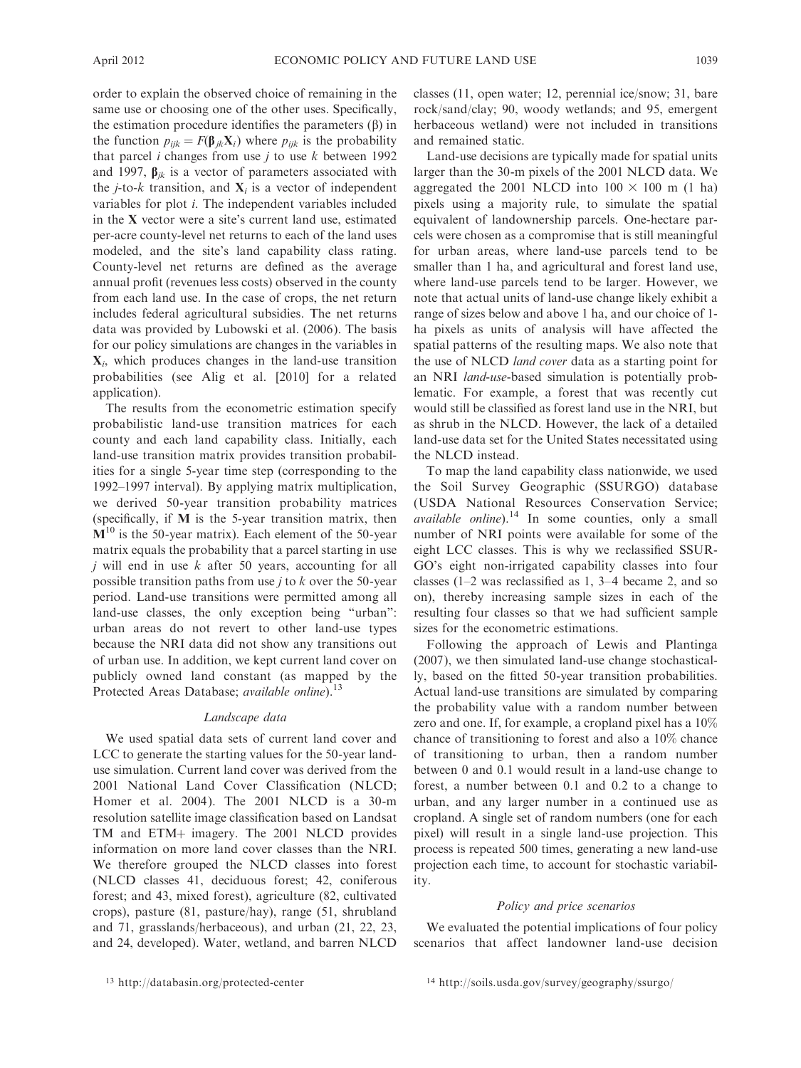order to explain the observed choice of remaining in the same use or choosing one of the other uses. Specifically, the estimation procedure identifies the parameters (β) in the function $p_{ijk} = F(\boldsymbol{\beta}_{jk}\mathbf{X}_i)$ where $p_{ijk}$ is the probability that parcel $i$ changes from use $j$ to use $k$ between 1992 and 1997, $\boldsymbol{\beta}_{jk}$ is a vector of parameters associated with the $j$-to-$k$ transition, and $\mathbf{X}_i$ is a vector of independent variables for plot $i$. The independent variables included in the $\mathbf{X}$ vector were a site's current land use, estimated per-acre county-level net returns to each of the land uses modeled, and the site's land capability class rating. County-level net returns are defined as the average annual profit (revenues less costs) observed in the county from each land use. In the case of crops, the net return includes federal agricultural subsidies. The net returns data was provided by Lubowski et al. (2006). The basis for our policy simulations are changes in the variables in $\mathbf{X}_i$, which produces changes in the land-use transition probabilities (see Alig et al. [2010] for a related application).

The results from the econometric estimation specify probabilistic land-use transition matrices for each county and each land capability class. Initially, each land-use transition matrix provides transition probabilities for a single 5-year time step (corresponding to the 1992–1997 interval). By applying matrix multiplication, we derived 50-year transition probability matrices (specifically, if $\mathbf{M}$ is the 5-year transition matrix, then $\mathbf{M}^{10}$ is the 50-year matrix). Each element of the 50-year matrix equals the probability that a parcel starting in use $j$ will end in use $k$ after 50 years, accounting for all possible transition paths from use $j$ to $k$ over the 50-year period. Land-use transitions were permitted among all land-use classes, the only exception being "urban": urban areas do not revert to other land-use types because the NRI data did not show any transitions out of urban use. In addition, we kept current land cover on publicly owned land constant (as mapped by the Protected Areas Database; *available online*).[13]

### *Landscape data*

We used spatial data sets of current land cover and LCC to generate the starting values for the 50-year land-use simulation. Current land cover was derived from the 2001 National Land Cover Classification (NLCD; Homer et al. 2004). The 2001 NLCD is a 30-m resolution satellite image classification based on Landsat TM and ETM+ imagery. The 2001 NLCD provides information on more land cover classes than the NRI. We therefore grouped the NLCD classes into forest (NLCD classes 41, deciduous forest; 42, coniferous forest; and 43, mixed forest), agriculture (82, cultivated crops), pasture (81, pasture/hay), range (51, shrubland and 71, grasslands/herbaceous), and urban (21, 22, 23, and 24, developed). Water, wetland, and barren NLCD classes (11, open water; 12, perennial ice/snow; 31, bare rock/sand/clay; 90, woody wetlands; and 95, emergent herbaceous wetland) were not included in transitions and remained static.

Land-use decisions are typically made for spatial units larger than the 30-m pixels of the 2001 NLCD data. We aggregated the 2001 NLCD into 100 × 100 m (1 ha) pixels using a majority rule, to simulate the spatial equivalent of landownership parcels. One-hectare parcels were chosen as a compromise that is still meaningful for urban areas, where land-use parcels tend to be smaller than 1 ha, and agricultural and forest land use, where land-use parcels tend to be larger. However, we note that actual units of land-use change likely exhibit a range of sizes below and above 1 ha, and our choice of 1-ha pixels as units of analysis will have affected the spatial patterns of the resulting maps. We also note that the use of NLCD *land cover* data as a starting point for an NRI *land-use*-based simulation is potentially problematic. For example, a forest that was recently cut would still be classified as forest land use in the NRI, but as shrub in the NLCD. However, the lack of a detailed land-use data set for the United States necessitated using the NLCD instead.

To map the land capability class nationwide, we used the Soil Survey Geographic (SSURGO) database (USDA National Resources Conservation Service; *available online*).[14] In some counties, only a small number of NRI points were available for some of the eight LCC classes. This is why we reclassified SSURGO's eight non-irrigated capability classes into four classes (1–2 was reclassified as 1, 3–4 became 2, and so on), thereby increasing sample sizes in each of the resulting four classes so that we had sufficient sample sizes for the econometric estimations.

Following the approach of Lewis and Plantinga (2007), we then simulated land-use change stochastically, based on the fitted 50-year transition probabilities. Actual land-use transitions are simulated by comparing the probability value with a random number between zero and one. If, for example, a cropland pixel has a 10% chance of transitioning to forest and also a 10% chance of transitioning to urban, then a random number between 0 and 0.1 would result in a land-use change to forest, a number between 0.1 and 0.2 to a change to urban, and any larger number in a continued use as cropland. A single set of random numbers (one for each pixel) will result in a single land-use projection. This process is repeated 500 times, generating a new land-use projection each time, to account for stochastic variability.

### *Policy and price scenarios*

We evaluated the potential implications of four policy scenarios that affect landowner land-use decision

[13] http://databasin.org/protected-center

[14] http://soils.usda.gov/survey/geography/ssurgo/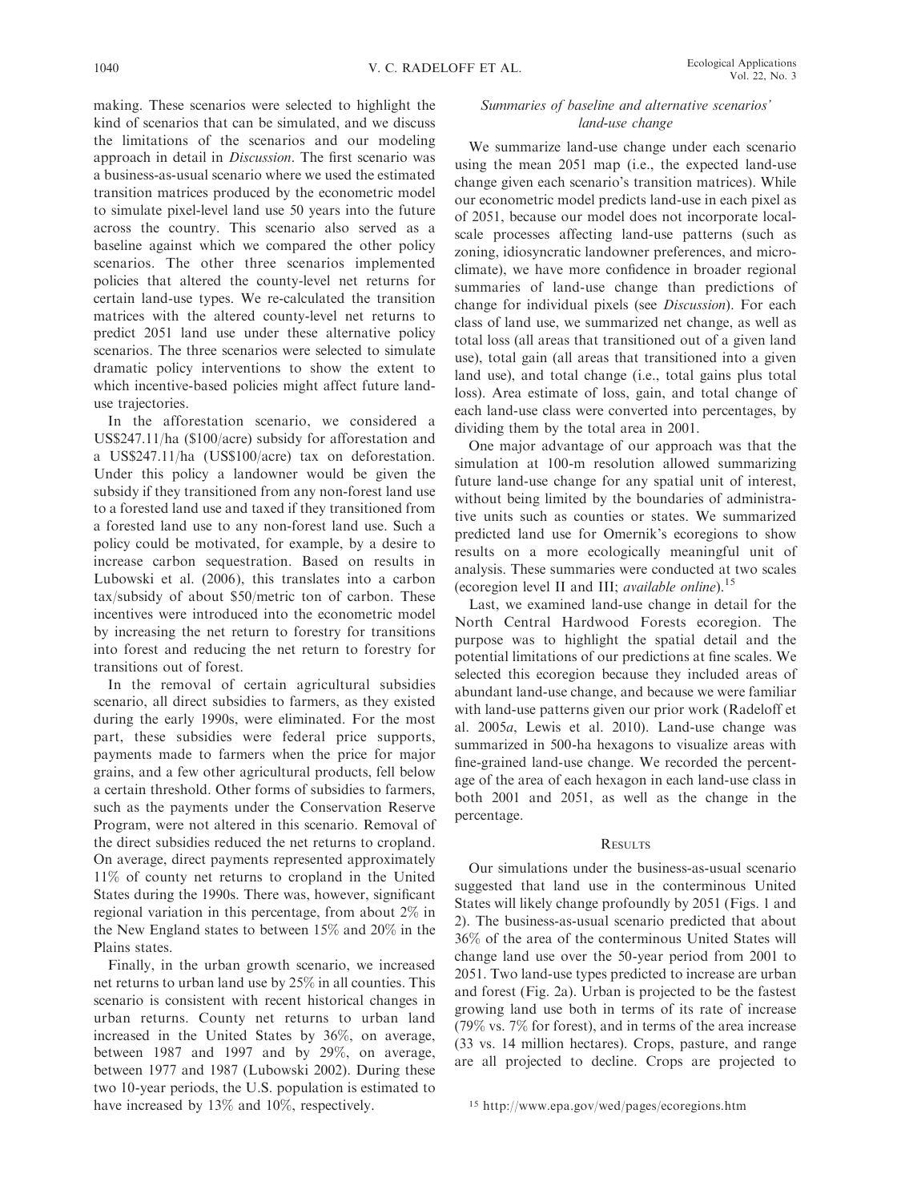making. These scenarios were selected to highlight the kind of scenarios that can be simulated, and we discuss the limitations of the scenarios and our modeling approach in detail in *Discussion*. The first scenario was a business-as-usual scenario where we used the estimated transition matrices produced by the econometric model to simulate pixel-level land use 50 years into the future across the country. This scenario also served as a baseline against which we compared the other policy scenarios. The other three scenarios implemented policies that altered the county-level net returns for certain land-use types. We re-calculated the transition matrices with the altered county-level net returns to predict 2051 land use under these alternative policy scenarios. The three scenarios were selected to simulate dramatic policy interventions to show the extent to which incentive-based policies might affect future land-use trajectories.

In the afforestation scenario, we considered a US$247.11/ha ($100/acre) subsidy for afforestation and a US$247.11/ha (US$100/acre) tax on deforestation. Under this policy a landowner would be given the subsidy if they transitioned from any non-forest land use to a forested land use and taxed if they transitioned from a forested land use to any non-forest land use. Such a policy could be motivated, for example, by a desire to increase carbon sequestration. Based on results in Lubowski et al. (2006), this translates into a carbon tax/subsidy of about $50/metric ton of carbon. These incentives were introduced into the econometric model by increasing the net return to forestry for transitions into forest and reducing the net return to forestry for transitions out of forest.

In the removal of certain agricultural subsidies scenario, all direct subsidies to farmers, as they existed during the early 1990s, were eliminated. For the most part, these subsidies were federal price supports, payments made to farmers when the price for major grains, and a few other agricultural products, fell below a certain threshold. Other forms of subsidies to farmers, such as the payments under the Conservation Reserve Program, were not altered in this scenario. Removal of the direct subsidies reduced the net returns to cropland. On average, direct payments represented approximately 11% of county net returns to cropland in the United States during the 1990s. There was, however, significant regional variation in this percentage, from about 2% in the New England states to between 15% and 20% in the Plains states.

Finally, in the urban growth scenario, we increased net returns to urban land use by 25% in all counties. This scenario is consistent with recent historical changes in urban returns. County net returns to urban land increased in the United States by 36%, on average, between 1987 and 1997 and by 29%, on average, between 1977 and 1987 (Lubowski 2002). During these two 10-year periods, the U.S. population is estimated to have increased by 13% and 10%, respectively.

### *Summaries of baseline and alternative scenarios' land-use change*

We summarize land-use change under each scenario using the mean 2051 map (i.e., the expected land-use change given each scenario's transition matrices). While our econometric model predicts land-use in each pixel as of 2051, because our model does not incorporate local-scale processes affecting land-use patterns (such as zoning, idiosyncratic landowner preferences, and microclimate), we have more confidence in broader regional summaries of land-use change than predictions of change for individual pixels (see *Discussion*). For each class of land use, we summarized net change, as well as total loss (all areas that transitioned out of a given land use), total gain (all areas that transitioned into a given land use), and total change (i.e., total gains plus total loss). Area estimate of loss, gain, and total change of each land-use class were converted into percentages, by dividing them by the total area in 2001.

One major advantage of our approach was that the simulation at 100-m resolution allowed summarizing future land-use change for any spatial unit of interest, without being limited by the boundaries of administrative units such as counties or states. We summarized predicted land use for Omernik's ecoregions to show results on a more ecologically meaningful unit of analysis. These summaries were conducted at two scales (ecoregion level II and III; *available online*).[15]

Last, we examined land-use change in detail for the North Central Hardwood Forests ecoregion. The purpose was to highlight the spatial detail and the potential limitations of our predictions at fine scales. We selected this ecoregion because they included areas of abundant land-use change, and because we were familiar with land-use patterns given our prior work (Radeloff et al. 2005*a*, Lewis et al. 2010). Land-use change was summarized in 500-ha hexagons to visualize areas with fine-grained land-use change. We recorded the percentage of the area of each hexagon in each land-use class in both 2001 and 2051, as well as the change in the percentage.

## Results

Our simulations under the business-as-usual scenario suggested that land use in the conterminous United States will likely change profoundly by 2051 (Figs. 1 and 2). The business-as-usual scenario predicted that about 36% of the area of the conterminous United States will change land use over the 50-year period from 2001 to 2051. Two land-use types predicted to increase are urban and forest (Fig. 2a). Urban is projected to be the fastest growing land use both in terms of its rate of increase (79% vs. 7% for forest), and in terms of the area increase (33 vs. 14 million hectares). Crops, pasture, and range are all projected to decline. Crops are projected to

[15] http://www.epa.gov/wed/pages/ecoregions.htm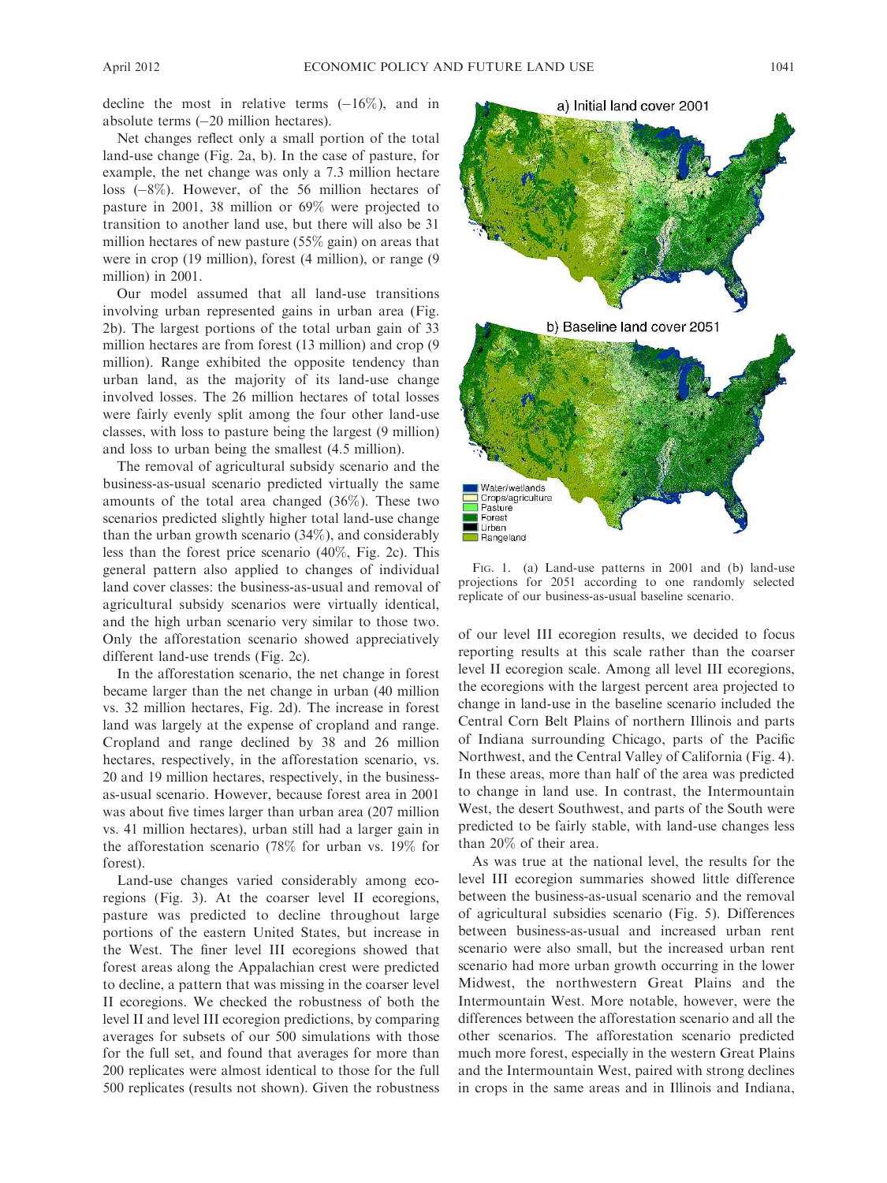decline the most in relative terms (−16%), and in absolute terms (−20 million hectares).

Net changes reflect only a small portion of the total land-use change (Fig. 2a, b). In the case of pasture, for example, the net change was only a 7.3 million hectare loss (−8%). However, of the 56 million hectares of pasture in 2001, 38 million or 69% were projected to transition to another land use, but there will also be 31 million hectares of new pasture (55% gain) on areas that were in crop (19 million), forest (4 million), or range (9 million) in 2001.

Our model assumed that all land-use transitions involving urban represented gains in urban area (Fig. 2b). The largest portions of the total urban gain of 33 million hectares are from forest (13 million) and crop (9 million). Range exhibited the opposite tendency than urban land, as the majority of its land-use change involved losses. The 26 million hectares of total losses were fairly evenly split among the four other land-use classes, with loss to pasture being the largest (9 million) and loss to urban being the smallest (4.5 million).

The removal of agricultural subsidy scenario and the business-as-usual scenario predicted virtually the same amounts of the total area changed (36%). These two scenarios predicted slightly higher total land-use change than the urban growth scenario (34%), and considerably less than the forest price scenario (40%, Fig. 2c). This general pattern also applied to changes of individual land cover classes: the business-as-usual and removal of agricultural subsidy scenarios were virtually identical, and the high urban scenario very similar to those two. Only the afforestation scenario showed appreciatively different land-use trends (Fig. 2c).

In the afforestation scenario, the net change in forest became larger than the net change in urban (40 million vs. 32 million hectares, Fig. 2d). The increase in forest land was largely at the expense of cropland and range. Cropland and range declined by 38 and 26 million hectares, respectively, in the afforestation scenario, vs. 20 and 19 million hectares, respectively, in the business-as-usual scenario. However, because forest area in 2001 was about five times larger than urban area (207 million vs. 41 million hectares), urban still had a larger gain in the afforestation scenario (78% for urban vs. 19% for forest).

Land-use changes varied considerably among ecoregions (Fig. 3). At the coarser level II ecoregions, pasture was predicted to decline throughout large portions of the eastern United States, but increase in the West. The finer level III ecoregions showed that forest areas along the Appalachian crest were predicted to decline, a pattern that was missing in the coarser level II ecoregions. We checked the robustness of both the level II and level III ecoregion predictions, by comparing averages for subsets of our 500 simulations with those for the full set, and found that averages for more than 200 replicates were almost identical to those for the full 500 replicates (results not shown). Given the robustness of our level III ecoregion results, we decided to focus reporting results at this scale rather than the coarser level II ecoregion scale. Among all level III ecoregions, the ecoregions with the largest percent area projected to change in land-use in the baseline scenario included the Central Corn Belt Plains of northern Illinois and parts of Indiana surrounding Chicago, parts of the Pacific Northwest, and the Central Valley of California (Fig. 4). In these areas, more than half of the area was predicted to change in land use. In contrast, the Intermountain West, the desert Southwest, and parts of the South were predicted to be fairly stable, with land-use changes less than 20% of their area.

As was true at the national level, the results for the level III ecoregion summaries showed little difference between the business-as-usual scenario and the removal of agricultural subsidies scenario (Fig. 5). Differences between business-as-usual and increased urban rent scenario were also small, but the increased urban rent scenario had more urban growth occurring in the lower Midwest, the northwestern Great Plains and the Intermountain West. More notable, however, were the differences between the afforestation scenario and all the other scenarios. The afforestation scenario predicted much more forest, especially in the western Great Plains and the Intermountain West, paired with strong declines in crops in the same areas and in Illinois and Indiana,

Fig. 1. (a) Land-use patterns in 2001 and (b) land-use projections for 2051 according to one randomly selected replicate of our business-as-usual baseline scenario.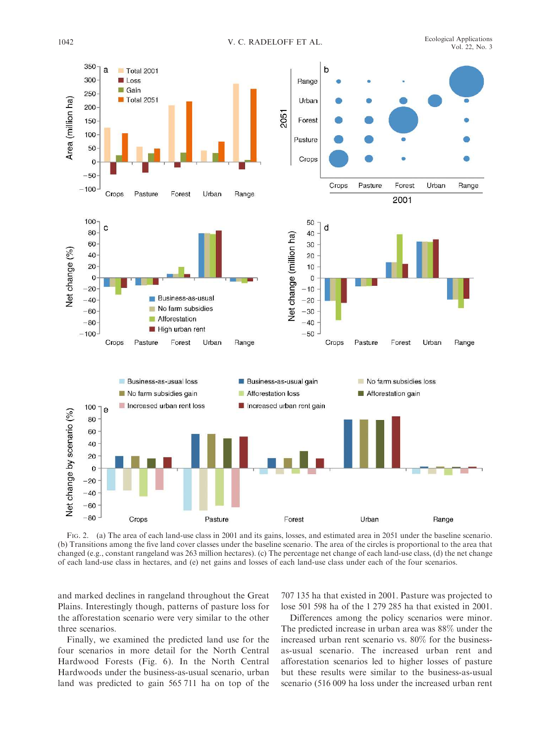Fig. 2. (a) The area of each land-use class in 2001 and its gains, losses, and estimated area in 2051 under the baseline scenario. (b) Transitions among the five land cover classes under the baseline scenario. The area of the circles is proportional to the area that changed (e.g., constant rangeland was 263 million hectares). (c) The percentage net change of each land-use class, (d) the net change of each land-use class in hectares, and (e) net gains and losses of each land-use class under each of the four scenarios.

and marked declines in rangeland throughout the Great Plains. Interestingly though, patterns of pasture loss for the afforestation scenario were very similar to the other three scenarios.

Finally, we examined the predicted land use for the four scenarios in more detail for the North Central Hardwood Forests (Fig. 6). In the North Central Hardwoods under the business-as-usual scenario, urban land was predicted to gain 565 711 ha on top of the 707 135 ha that existed in 2001. Pasture was projected to lose 501 598 ha of the 1 279 285 ha that existed in 2001.

Differences among the policy scenarios were minor. The predicted increase in urban area was 88% under the increased urban rent scenario vs. 80% for the business-as-usual scenario. The increased urban rent and afforestation scenarios led to higher losses of pasture but these results were similar to the business-as-usual scenario (516 009 ha loss under the increased urban rent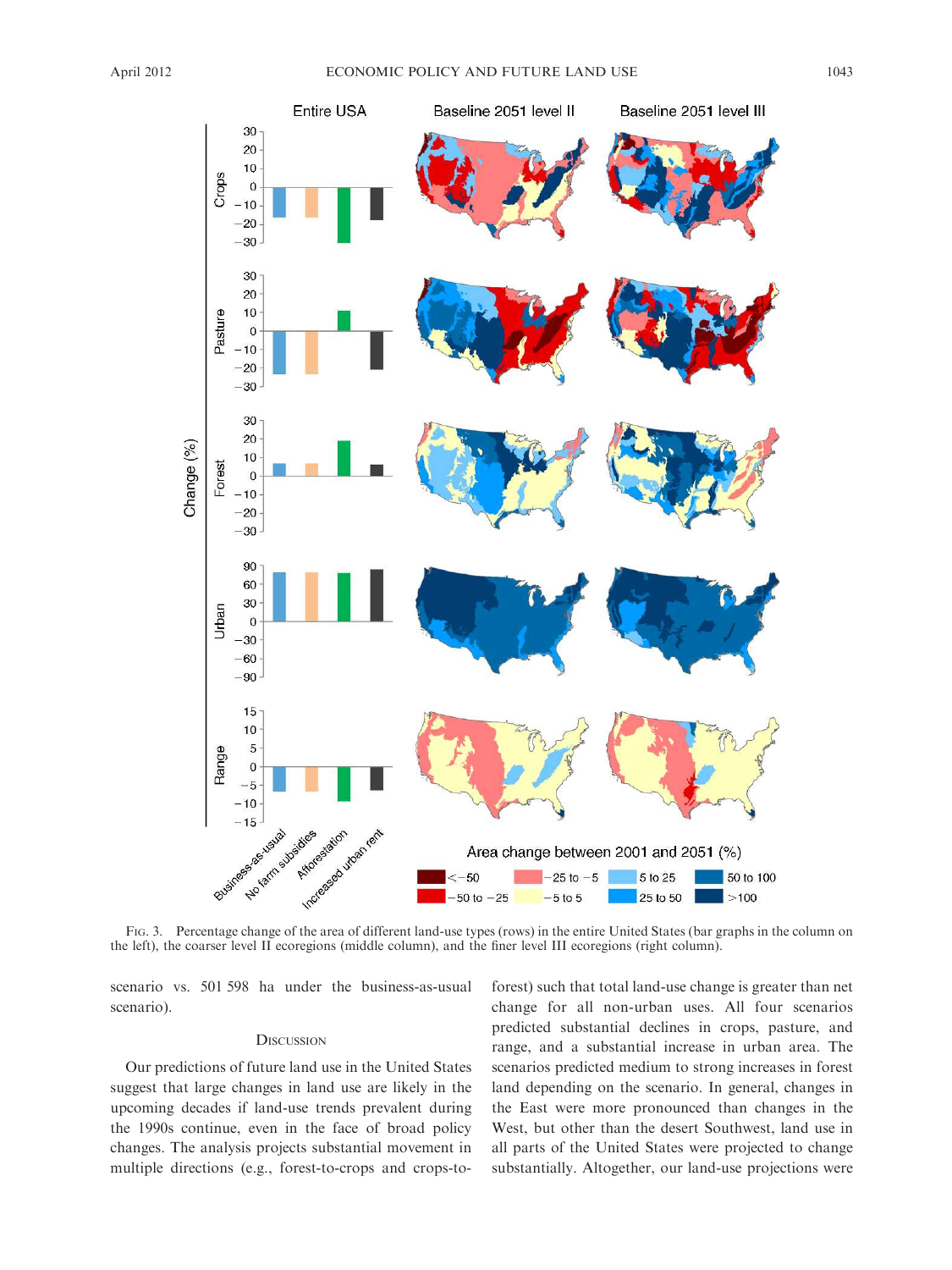FIG. 3. Percentage change of the area of different land-use types (rows) in the entire United States (bar graphs in the column on the left), the coarser level II ecoregions (middle column), and the finer level III ecoregions (right column).

scenario vs. 501 598 ha under the business-as-usual scenario).

## DISCUSSION

Our predictions of future land use in the United States suggest that large changes in land use are likely in the upcoming decades if land-use trends prevalent during the 1990s continue, even in the face of broad policy changes. The analysis projects substantial movement in multiple directions (e.g., forest-to-crops and crops-to-forest) such that total land-use change is greater than net change for all non-urban uses. All four scenarios predicted substantial declines in crops, pasture, and range, and a substantial increase in urban area. The scenarios predicted medium to strong increases in forest land depending on the scenario. In general, changes in the East were more pronounced than changes in the West, but other than the desert Southwest, land use in all parts of the United States were projected to change substantially. Altogether, our land-use projections were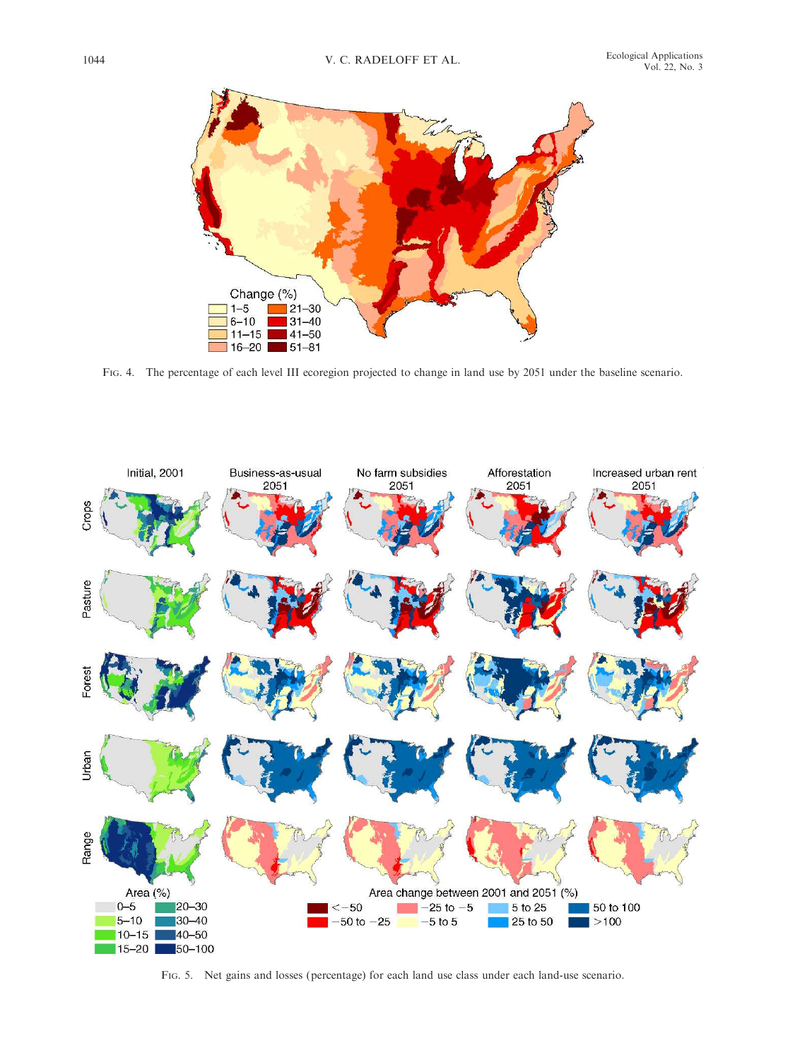FIG. 4. The percentage of each level III ecoregion projected to change in land use by 2051 under the baseline scenario.

FIG. 5. Net gains and losses (percentage) for each land use class under each land-use scenario.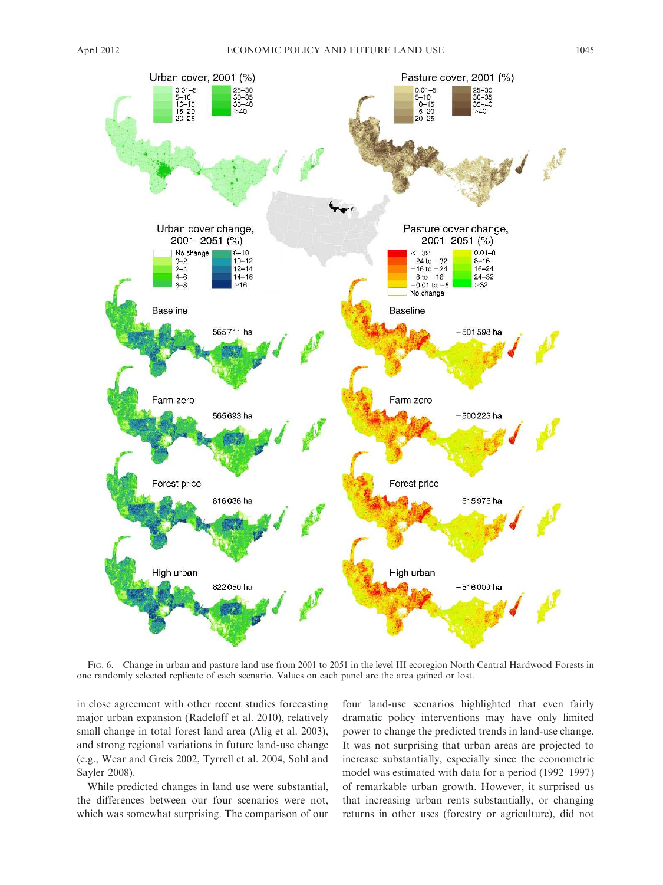FIG. 6. Change in urban and pasture land use from 2001 to 2051 in the level III ecoregion North Central Hardwood Forests in one randomly selected replicate of each scenario. Values on each panel are the area gained or lost.

in close agreement with other recent studies forecasting major urban expansion (Radeloff et al. 2010), relatively small change in total forest land area (Alig et al. 2003), and strong regional variations in future land-use change (e.g., Wear and Greis 2002, Tyrrell et al. 2004, Sohl and Sayler 2008).

While predicted changes in land use were substantial, the differences between our four scenarios were not, which was somewhat surprising. The comparison of our four land-use scenarios highlighted that even fairly dramatic policy interventions may have only limited power to change the predicted trends in land-use change. It was not surprising that urban areas are projected to increase substantially, especially since the econometric model was estimated with data for a period (1992–1997) of remarkable urban growth. However, it surprised us that increasing urban rents substantially, or changing returns in other uses (forestry or agriculture), did not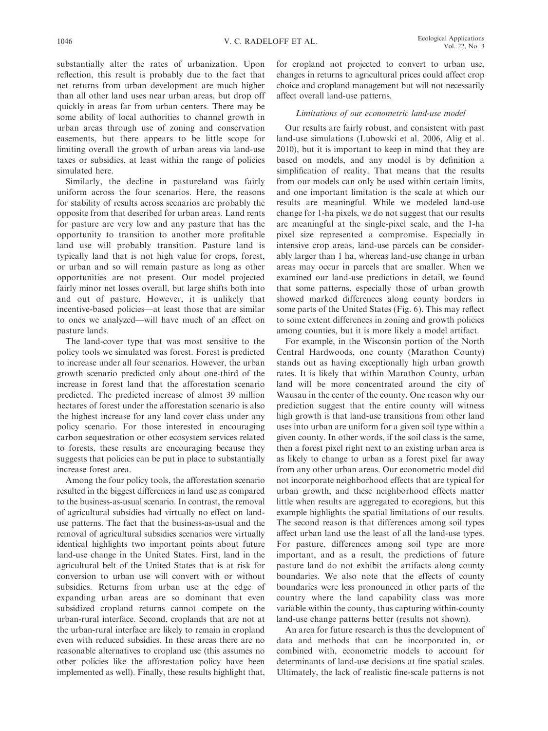substantially alter the rates of urbanization. Upon reflection, this result is probably due to the fact that net returns from urban development are much higher than all other land uses near urban areas, but drop off quickly in areas far from urban centers. There may be some ability of local authorities to channel growth in urban areas through use of zoning and conservation easements, but there appears to be little scope for limiting overall the growth of urban areas via land-use taxes or subsidies, at least within the range of policies simulated here.

Similarly, the decline in pastureland was fairly uniform across the four scenarios. Here, the reasons for stability of results across scenarios are probably the opposite from that described for urban areas. Land rents for pasture are very low and any pasture that has the opportunity to transition to another more profitable land use will probably transition. Pasture land is typically land that is not high value for crops, forest, or urban and so will remain pasture as long as other opportunities are not present. Our model projected fairly minor net losses overall, but large shifts both into and out of pasture. However, it is unlikely that incentive-based policies—at least those that are similar to ones we analyzed—will have much of an effect on pasture lands.

The land-cover type that was most sensitive to the policy tools we simulated was forest. Forest is predicted to increase under all four scenarios. However, the urban growth scenario predicted only about one-third of the increase in forest land that the afforestation scenario predicted. The predicted increase of almost 39 million hectares of forest under the afforestation scenario is also the highest increase for any land cover class under any policy scenario. For those interested in encouraging carbon sequestration or other ecosystem services related to forests, these results are encouraging because they suggests that policies can be put in place to substantially increase forest area.

Among the four policy tools, the afforestation scenario resulted in the biggest differences in land use as compared to the business-as-usual scenario. In contrast, the removal of agricultural subsidies had virtually no effect on land-use patterns. The fact that the business-as-usual and the removal of agricultural subsidies scenarios were virtually identical highlights two important points about future land-use change in the United States. First, land in the agricultural belt of the United States that is at risk for conversion to urban use will convert with or without subsidies. Returns from urban use at the edge of expanding urban areas are so dominant that even subsidized cropland returns cannot compete on the urban-rural interface. Second, croplands that are not at the urban-rural interface are likely to remain in cropland even with reduced subsidies. In these areas there are no reasonable alternatives to cropland use (this assumes no other policies like the afforestation policy have been implemented as well). Finally, these results highlight that, for cropland not projected to convert to urban use, changes in returns to agricultural prices could affect crop choice and cropland management but will not necessarily affect overall land-use patterns.

### *Limitations of our econometric land-use model*

Our results are fairly robust, and consistent with past land-use simulations (Lubowski et al. 2006, Alig et al. 2010), but it is important to keep in mind that they are based on models, and any model is by definition a simplification of reality. That means that the results from our models can only be used within certain limits, and one important limitation is the scale at which our results are meaningful. While we modeled land-use change for 1-ha pixels, we do not suggest that our results are meaningful at the single-pixel scale, and the 1-ha pixel size represented a compromise. Especially in intensive crop areas, land-use parcels can be considerably larger than 1 ha, whereas land-use change in urban areas may occur in parcels that are smaller. When we examined our land-use predictions in detail, we found that some patterns, especially those of urban growth showed marked differences along county borders in some parts of the United States (Fig. 6). This may reflect to some extent differences in zoning and growth policies among counties, but it is more likely a model artifact.

For example, in the Wisconsin portion of the North Central Hardwoods, one county (Marathon County) stands out as having exceptionally high urban growth rates. It is likely that within Marathon County, urban land will be more concentrated around the city of Wausau in the center of the county. One reason why our prediction suggest that the entire county will witness high growth is that land-use transitions from other land uses into urban are uniform for a given soil type within a given county. In other words, if the soil class is the same, then a forest pixel right next to an existing urban area is as likely to change to urban as a forest pixel far away from any other urban areas. Our econometric model did not incorporate neighborhood effects that are typical for urban growth, and these neighborhood effects matter little when results are aggregated to ecoregions, but this example highlights the spatial limitations of our results. The second reason is that differences among soil types affect urban land use the least of all the land-use types. For pasture, differences among soil type are more important, and as a result, the predictions of future pasture land do not exhibit the artifacts along county boundaries. We also note that the effects of county boundaries were less pronounced in other parts of the country where the land capability class was more variable within the county, thus capturing within-county land-use change patterns better (results not shown).

An area for future research is thus the development of data and methods that can be incorporated in, or combined with, econometric models to account for determinants of land-use decisions at fine spatial scales. Ultimately, the lack of realistic fine-scale patterns is not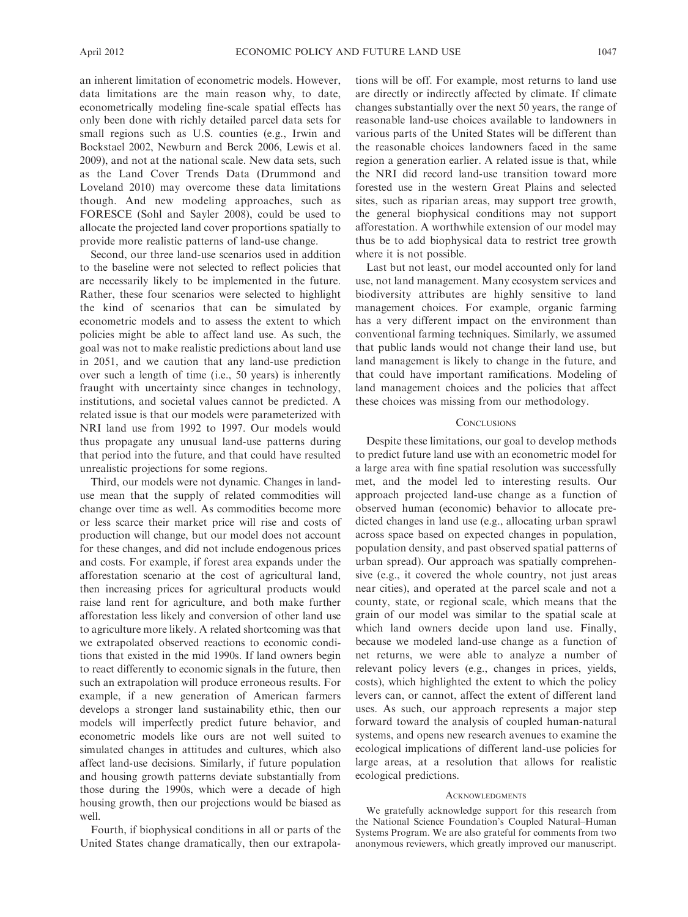an inherent limitation of econometric models. However, data limitations are the main reason why, to date, econometrically modeling fine-scale spatial effects has only been done with richly detailed parcel data sets for small regions such as U.S. counties (e.g., Irwin and Bockstael 2002, Newburn and Berck 2006, Lewis et al. 2009), and not at the national scale. New data sets, such as the Land Cover Trends Data (Drummond and Loveland 2010) may overcome these data limitations though. And new modeling approaches, such as FORESCE (Sohl and Sayler 2008), could be used to allocate the projected land cover proportions spatially to provide more realistic patterns of land-use change.

Second, our three land-use scenarios used in addition to the baseline were not selected to reflect policies that are necessarily likely to be implemented in the future. Rather, these four scenarios were selected to highlight the kind of scenarios that can be simulated by econometric models and to assess the extent to which policies might be able to affect land use. As such, the goal was not to make realistic predictions about land use in 2051, and we caution that any land-use prediction over such a length of time (i.e., 50 years) is inherently fraught with uncertainty since changes in technology, institutions, and societal values cannot be predicted. A related issue is that our models were parameterized with NRI land use from 1992 to 1997. Our models would thus propagate any unusual land-use patterns during that period into the future, and that could have resulted unrealistic projections for some regions.

Third, our models were not dynamic. Changes in land-use mean that the supply of related commodities will change over time as well. As commodities become more or less scarce their market price will rise and costs of production will change, but our model does not account for these changes, and did not include endogenous prices and costs. For example, if forest area expands under the afforestation scenario at the cost of agricultural land, then increasing prices for agricultural products would raise land rent for agriculture, and both make further afforestation less likely and conversion of other land use to agriculture more likely. A related shortcoming was that we extrapolated observed reactions to economic conditions that existed in the mid 1990s. If land owners begin to react differently to economic signals in the future, then such an extrapolation will produce erroneous results. For example, if a new generation of American farmers develops a stronger land sustainability ethic, then our models will imperfectly predict future behavior, and econometric models like ours are not well suited to simulated changes in attitudes and cultures, which also affect land-use decisions. Similarly, if future population and housing growth patterns deviate substantially from those during the 1990s, which were a decade of high housing growth, then our projections would be biased as well.

Fourth, if biophysical conditions in all or parts of the United States change dramatically, then our extrapolations will be off. For example, most returns to land use are directly or indirectly affected by climate. If climate changes substantially over the next 50 years, the range of reasonable land-use choices available to landowners in various parts of the United States will be different than the reasonable choices landowners faced in the same region a generation earlier. A related issue is that, while the NRI did record land-use transition toward more forested use in the western Great Plains and selected sites, such as riparian areas, may support tree growth, the general biophysical conditions may not support afforestation. A worthwhile extension of our model may thus be to add biophysical data to restrict tree growth where it is not possible.

Last but not least, our model accounted only for land use, not land management. Many ecosystem services and biodiversity attributes are highly sensitive to land management choices. For example, organic farming has a very different impact on the environment than conventional farming techniques. Similarly, we assumed that public lands would not change their land use, but land management is likely to change in the future, and that could have important ramifications. Modeling of land management choices and the policies that affect these choices was missing from our methodology.

## Conclusions

Despite these limitations, our goal to develop methods to predict future land use with an econometric model for a large area with fine spatial resolution was successfully met, and the model led to interesting results. Our approach projected land-use change as a function of observed human (economic) behavior to allocate predicted changes in land use (e.g., allocating urban sprawl across space based on expected changes in population, population density, and past observed spatial patterns of urban spread). Our approach was spatially comprehensive (e.g., it covered the whole country, not just areas near cities), and operated at the parcel scale and not a county, state, or regional scale, which means that the grain of our model was similar to the spatial scale at which land owners decide upon land use. Finally, because we modeled land-use change as a function of net returns, we were able to analyze a number of relevant policy levers (e.g., changes in prices, yields, costs), which highlighted the extent to which the policy levers can, or cannot, affect the extent of different land uses. As such, our approach represents a major step forward toward the analysis of coupled human-natural systems, and opens new research avenues to examine the ecological implications of different land-use policies for large areas, at a resolution that allows for realistic ecological predictions.

## Acknowledgments

We gratefully acknowledge support for this research from the National Science Foundation's Coupled Natural–Human Systems Program. We are also grateful for comments from two anonymous reviewers, which greatly improved our manuscript.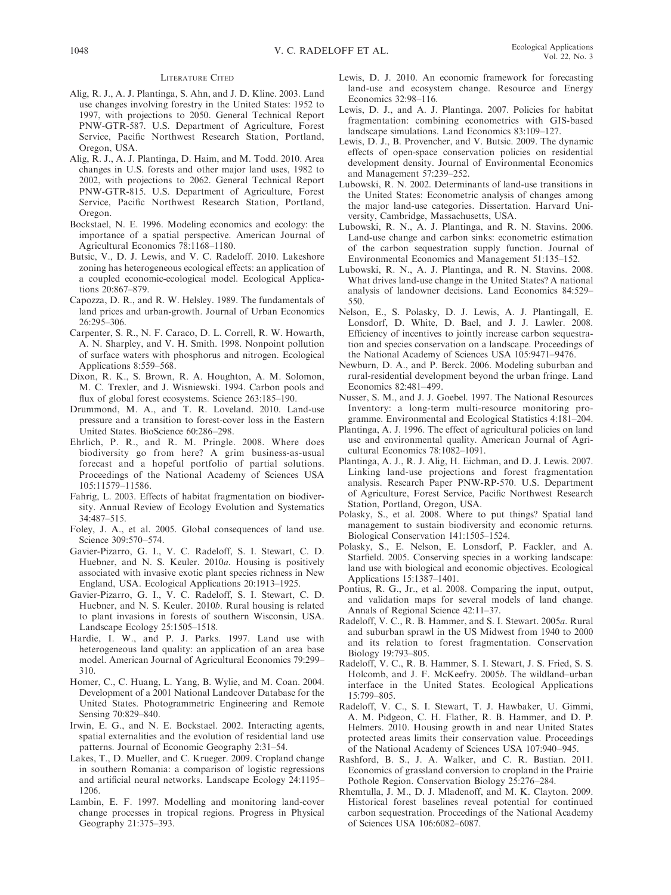## Literature Cited

Alig, R. J., A. J. Plantinga, S. Ahn, and J. D. Kline. 2003. Land use changes involving forestry in the United States: 1952 to 1997, with projections to 2050. General Technical Report PNW-GTR-587. U.S. Department of Agriculture, Forest Service, Pacific Northwest Research Station, Portland, Oregon, USA.

Alig, R. J., A. J. Plantinga, D. Haim, and M. Todd. 2010. Area changes in U.S. forests and other major land uses, 1982 to 2002, with projections to 2062. General Technical Report PNW-GTR-815. U.S. Department of Agriculture, Forest Service, Pacific Northwest Research Station, Portland, Oregon.

Bockstael, N. E. 1996. Modeling economics and ecology: the importance of a spatial perspective. American Journal of Agricultural Economics 78:1168–1180.

Butsic, V., D. J. Lewis, and V. C. Radeloff. 2010. Lakeshore zoning has heterogeneous ecological effects: an application of a coupled economic-ecological model. Ecological Applications 20:867–879.

Capozza, D. R., and R. W. Helsley. 1989. The fundamentals of land prices and urban-growth. Journal of Urban Economics 26:295–306.

Carpenter, S. R., N. F. Caraco, D. L. Correll, R. W. Howarth, A. N. Sharpley, and V. H. Smith. 1998. Nonpoint pollution of surface waters with phosphorus and nitrogen. Ecological Applications 8:559–568.

Dixon, R. K., S. Brown, R. A. Houghton, A. M. Solomon, M. C. Trexler, and J. Wisniewski. 1994. Carbon pools and flux of global forest ecosystems. Science 263:185–190.

Drummond, M. A., and T. R. Loveland. 2010. Land-use pressure and a transition to forest-cover loss in the Eastern United States. BioScience 60:286–298.

Ehrlich, P. R., and R. M. Pringle. 2008. Where does biodiversity go from here? A grim business-as-usual forecast and a hopeful portfolio of partial solutions. Proceedings of the National Academy of Sciences USA 105:11579–11586.

Fahrig, L. 2003. Effects of habitat fragmentation on biodiversity. Annual Review of Ecology Evolution and Systematics 34:487–515.

Foley, J. A., et al. 2005. Global consequences of land use. Science 309:570–574.

Gavier-Pizarro, G. I., V. C. Radeloff, S. I. Stewart, C. D. Huebner, and N. S. Keuler. 2010*a*. Housing is positively associated with invasive exotic plant species richness in New England, USA. Ecological Applications 20:1913–1925.

Gavier-Pizarro, G. I., V. C. Radeloff, S. I. Stewart, C. D. Huebner, and N. S. Keuler. 2010*b*. Rural housing is related to plant invasions in forests of southern Wisconsin, USA. Landscape Ecology 25:1505–1518.

Hardie, I. W., and P. J. Parks. 1997. Land use with heterogeneous land quality: an application of an area base model. American Journal of Agricultural Economics 79:299–310.

Homer, C., C. Huang, L. Yang, B. Wylie, and M. Coan. 2004. Development of a 2001 National Landcover Database for the United States. Photogrammetric Engineering and Remote Sensing 70:829–840.

Irwin, E. G., and N. E. Bockstael. 2002. Interacting agents, spatial externalities and the evolution of residential land use patterns. Journal of Economic Geography 2:31–54.

Lakes, T., D. Mueller, and C. Krueger. 2009. Cropland change in southern Romania: a comparison of logistic regressions and artificial neural networks. Landscape Ecology 24:1195–1206.

Lambin, E. F. 1997. Modelling and monitoring land-cover change processes in tropical regions. Progress in Physical Geography 21:375–393.

Lewis, D. J. 2010. An economic framework for forecasting land-use and ecosystem change. Resource and Energy Economics 32:98–116.

Lewis, D. J., and A. J. Plantinga. 2007. Policies for habitat fragmentation: combining econometrics with GIS-based landscape simulations. Land Economics 83:109–127.

Lewis, D. J., B. Provencher, and V. Butsic. 2009. The dynamic effects of open-space conservation policies on residential development density. Journal of Environmental Economics and Management 57:239–252.

Lubowski, R. N. 2002. Determinants of land-use transitions in the United States: Econometric analysis of changes among the major land-use categories. Dissertation. Harvard University, Cambridge, Massachusetts, USA.

Lubowski, R. N., A. J. Plantinga, and R. N. Stavins. 2006. Land-use change and carbon sinks: econometric estimation of the carbon sequestration supply function. Journal of Environmental Economics and Management 51:135–152.

Lubowski, R. N., A. J. Plantinga, and R. N. Stavins. 2008. What drives land-use change in the United States? A national analysis of landowner decisions. Land Economics 84:529–550.

Nelson, E., S. Polasky, D. J. Lewis, A. J. Plantingall, E. Lonsdorf, D. White, D. Bael, and J. J. Lawler. 2008. Efficiency of incentives to jointly increase carbon sequestration and species conservation on a landscape. Proceedings of the National Academy of Sciences USA 105:9471–9476.

Newburn, D. A., and P. Berck. 2006. Modeling suburban and rural-residential development beyond the urban fringe. Land Economics 82:481–499.

Nusser, S. M., and J. J. Goebel. 1997. The National Resources Inventory: a long-term multi-resource monitoring programme. Environmental and Ecological Statistics 4:181–204.

Plantinga, A. J. 1996. The effect of agricultural policies on land use and environmental quality. American Journal of Agricultural Economics 78:1082–1091.

Plantinga, A. J., R. J. Alig, H. Eichman, and D. J. Lewis. 2007. Linking land-use projections and forest fragmentation analysis. Research Paper PNW-RP-570. U.S. Department of Agriculture, Forest Service, Pacific Northwest Research Station, Portland, Oregon, USA.

Polasky, S., et al. 2008. Where to put things? Spatial land management to sustain biodiversity and economic returns. Biological Conservation 141:1505–1524.

Polasky, S., E. Nelson, E. Lonsdorf, P. Fackler, and A. Starfield. 2005. Conserving species in a working landscape: land use with biological and economic objectives. Ecological Applications 15:1387–1401.

Pontius, R. G., Jr., et al. 2008. Comparing the input, output, and validation maps for several models of land change. Annals of Regional Science 42:11–37.

Radeloff, V. C., R. B. Hammer, and S. I. Stewart. 2005*a*. Rural and suburban sprawl in the US Midwest from 1940 to 2000 and its relation to forest fragmentation. Conservation Biology 19:793–805.

Radeloff, V. C., R. B. Hammer, S. I. Stewart, J. S. Fried, S. S. Holcomb, and J. F. McKeefry. 2005*b*. The wildland–urban interface in the United States. Ecological Applications 15:799–805.

Radeloff, V. C., S. I. Stewart, T. J. Hawbaker, U. Gimmi, A. M. Pidgeon, C. H. Flather, R. B. Hammer, and D. P. Helmers. 2010. Housing growth in and near United States protected areas limits their conservation value. Proceedings of the National Academy of Sciences USA 107:940–945.

Rashford, B. S., J. A. Walker, and C. R. Bastian. 2011. Economics of grassland conversion to cropland in the Prairie Pothole Region. Conservation Biology 25:276–284.

Rhemtulla, J. M., D. J. Mladenoff, and M. K. Clayton. 2009. Historical forest baselines reveal potential for continued carbon sequestration. Proceedings of the National Academy of Sciences USA 106:6082–6087.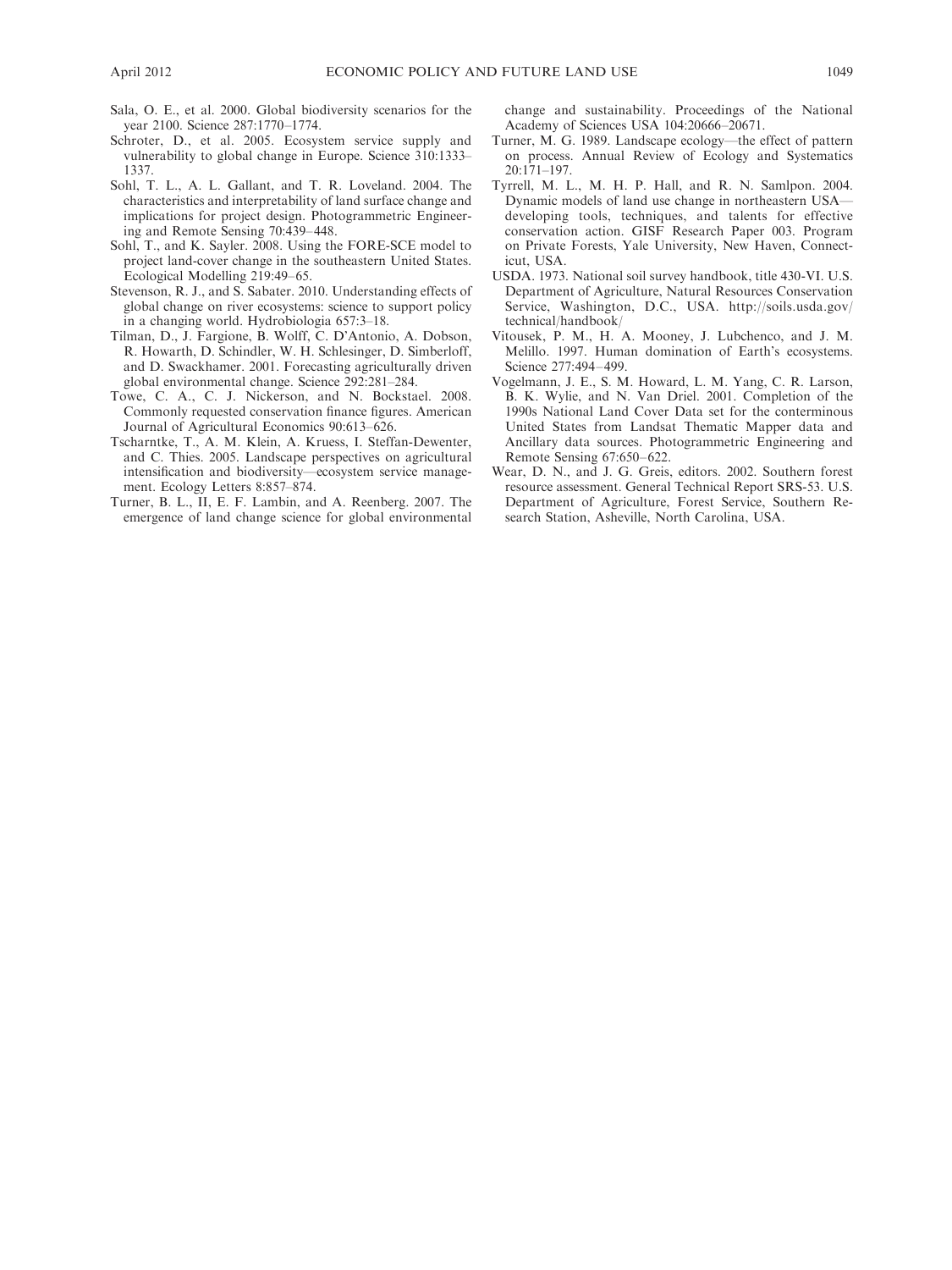Sala, O. E., et al. 2000. Global biodiversity scenarios for the year 2100. Science 287:1770–1774.

Schroter, D., et al. 2005. Ecosystem service supply and vulnerability to global change in Europe. Science 310:1333–1337.

Sohl, T. L., A. L. Gallant, and T. R. Loveland. 2004. The characteristics and interpretability of land surface change and implications for project design. Photogrammetric Engineering and Remote Sensing 70:439–448.

Sohl, T., and K. Sayler. 2008. Using the FORE-SCE model to project land-cover change in the southeastern United States. Ecological Modelling 219:49–65.

Stevenson, R. J., and S. Sabater. 2010. Understanding effects of global change on river ecosystems: science to support policy in a changing world. Hydrobiologia 657:3–18.

Tilman, D., J. Fargione, B. Wolff, C. D'Antonio, A. Dobson, R. Howarth, D. Schindler, W. H. Schlesinger, D. Simberloff, and D. Swackhamer. 2001. Forecasting agriculturally driven global environmental change. Science 292:281–284.

Towe, C. A., C. J. Nickerson, and N. Bockstael. 2008. Commonly requested conservation finance figures. American Journal of Agricultural Economics 90:613–626.

Tscharntke, T., A. M. Klein, A. Kruess, I. Steffan-Dewenter, and C. Thies. 2005. Landscape perspectives on agricultural intensification and biodiversity—ecosystem service management. Ecology Letters 8:857–874.

Turner, B. L., II, E. F. Lambin, and A. Reenberg. 2007. The emergence of land change science for global environmental change and sustainability. Proceedings of the National Academy of Sciences USA 104:20666–20671.

Turner, M. G. 1989. Landscape ecology—the effect of pattern on process. Annual Review of Ecology and Systematics 20:171–197.

Tyrrell, M. L., M. H. P. Hall, and R. N. Samlpon. 2004. Dynamic models of land use change in northeastern USA—developing tools, techniques, and talents for effective conservation action. GISF Research Paper 003. Program on Private Forests, Yale University, New Haven, Connecticut, USA.

USDA. 1973. National soil survey handbook, title 430-VI. U.S. Department of Agriculture, Natural Resources Conservation Service, Washington, D.C., USA. http://soils.usda.gov/technical/handbook/

Vitousek, P. M., H. A. Mooney, J. Lubchenco, and J. M. Melillo. 1997. Human domination of Earth's ecosystems. Science 277:494–499.

Vogelmann, J. E., S. M. Howard, L. M. Yang, C. R. Larson, B. K. Wylie, and N. Van Driel. 2001. Completion of the 1990s National Land Cover Data set for the conterminous United States from Landsat Thematic Mapper data and Ancillary data sources. Photogrammetric Engineering and Remote Sensing 67:650–622.

Wear, D. N., and J. G. Greis, editors. 2002. Southern forest resource assessment. General Technical Report SRS-53. U.S. Department of Agriculture, Forest Service, Southern Research Station, Asheville, North Carolina, USA.